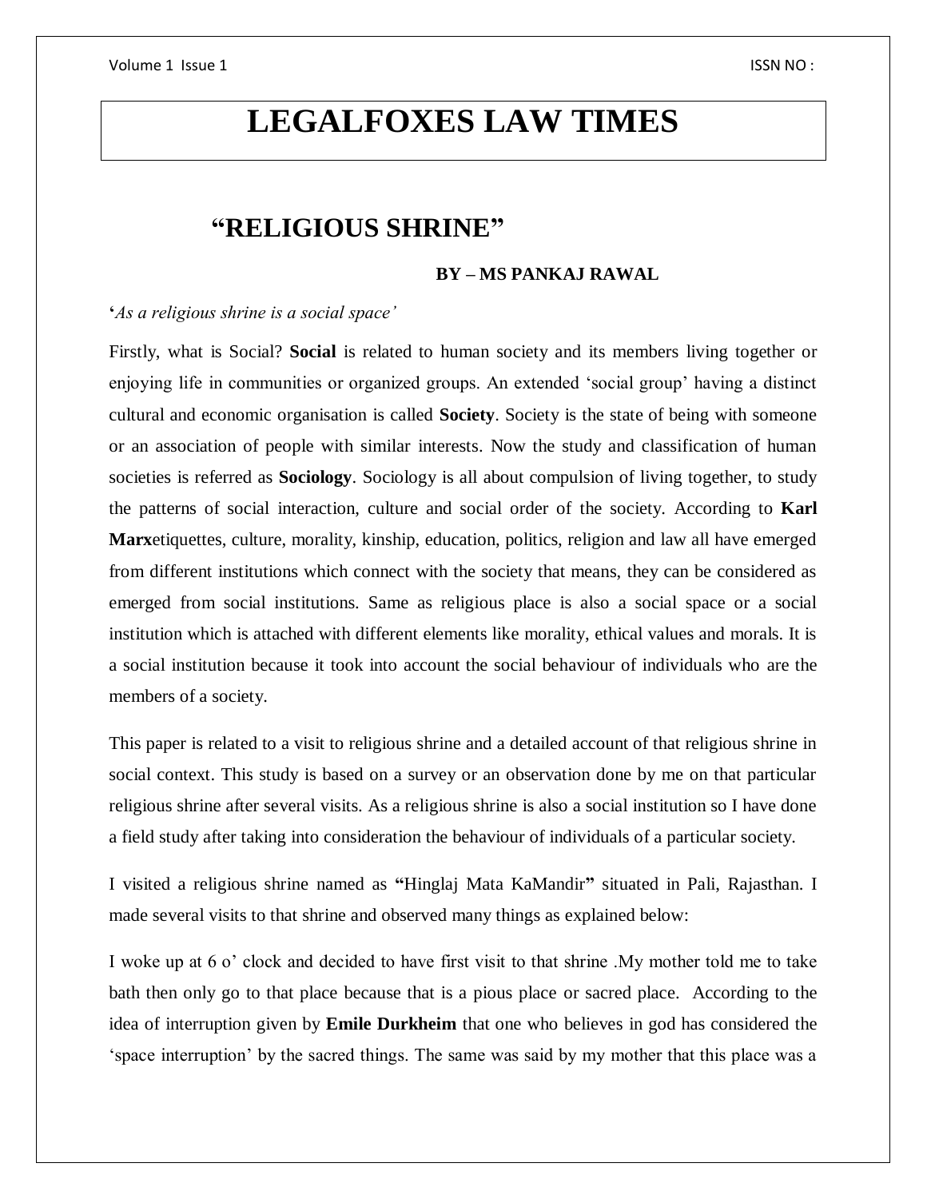# LEGALFOXES LAW TIMES

## "RELIGIOUS SHRINE"

**BY – MS PANKAJ RAWAL**

**'***As a religious shrine is a social space'*

Firstly, what is Social? **Social** is related to human society and its members living together or enjoying life in communities or organized groups. An extended 'social group' having a distinct cultural and economic organisation is called **Society**. Society is the state of being with someone or an association of people with similar interests. Now the study and classification of human societies is referred as **Sociology**. Sociology is all about compulsion of living together, to study the patterns of social interaction, culture and social order of the society. According to **Karl Marx**etiquettes, culture, morality, kinship, education, politics, religion and law all have emerged from different institutions which connect with the society that means, they can be considered as emerged from social institutions. Same as religious place is also a social space or a social institution which is attached with different elements like morality, ethical values and morals. It is a social institution because it took into account the social behaviour of individuals who are the members of a society.

This paper is related to a visit to religious shrine and a detailed account of that religious shrine in social context. This study is based on a survey or an observation done by me on that particular religious shrine after several visits. As a religious shrine is also a social institution so I have done a field study after taking into consideration the behaviour of individuals of a particular society.

I visited a religious shrine named as **"**Hinglaj Mata KaMandir**"** situated in Pali, Rajasthan. I made several visits to that shrine and observed many things as explained below:

I woke up at 6 o' clock and decided to have first visit to that shrine .My mother told me to take bath then only go to that place because that is a pious place or sacred place. According to the idea of interruption given by **Emile Durkheim** that one who believes in god has considered the 'space interruption' by the sacred things. The same was said by my mother that this place was a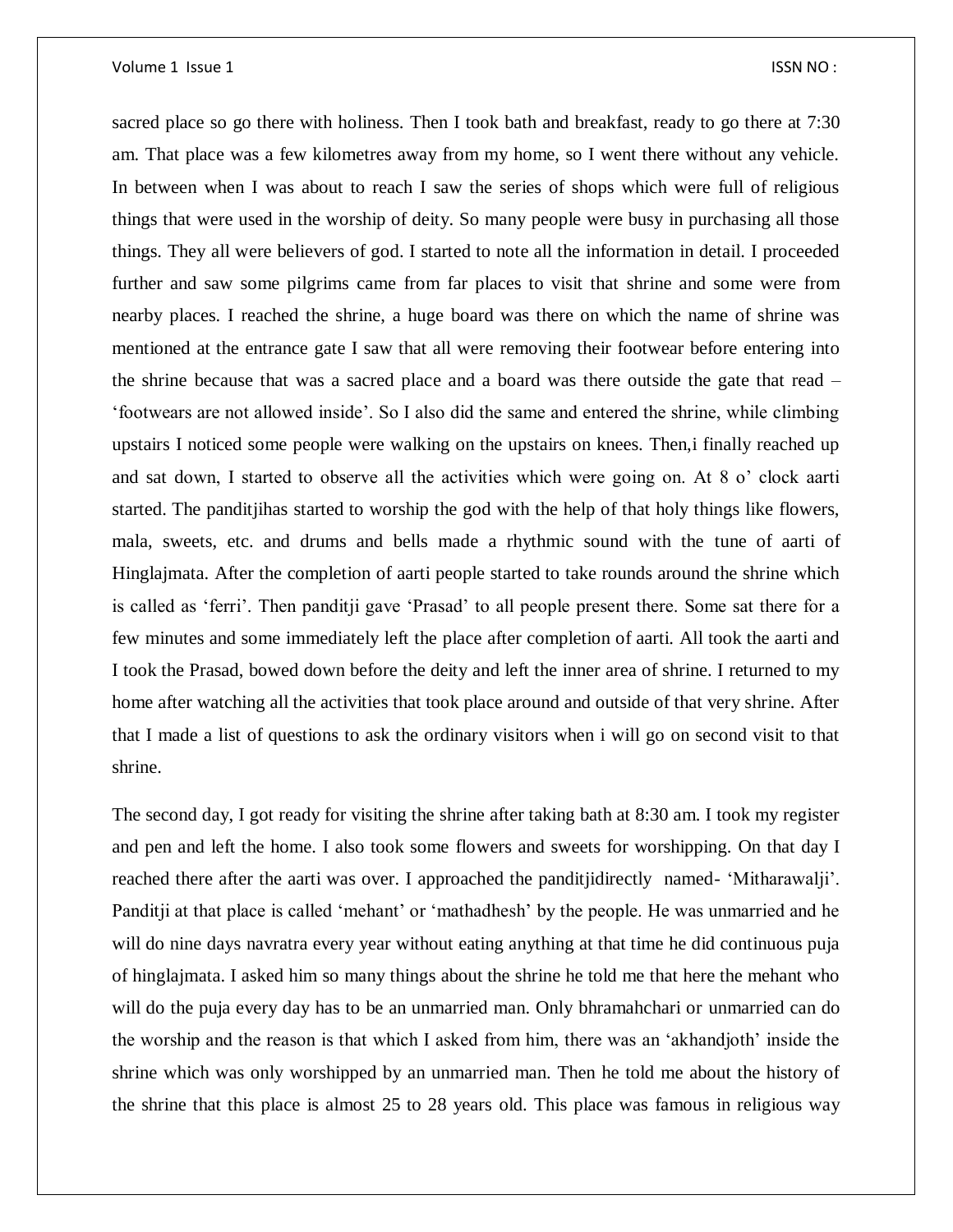sacred place so go there with holiness. Then I took bath and breakfast, ready to go there at 7:30 am. That place was a few kilometres away from my home, so I went there without any vehicle. In between when I was about to reach I saw the series of shops which were full of religious things that were used in the worship of deity. So many people were busy in purchasing all those things. They all were believers of god. I started to note all the information in detail. I proceeded further and saw some pilgrims came from far places to visit that shrine and some were from nearby places. I reached the shrine, a huge board was there on which the name of shrine was mentioned at the entrance gate I saw that all were removing their footwear before entering into the shrine because that was a sacred place and a board was there outside the gate that read – 'footwears are not allowed inside'. So I also did the same and entered the shrine, while climbing upstairs I noticed some people were walking on the upstairs on knees. Then,i finally reached up and sat down, I started to observe all the activities which were going on. At 8 o' clock aarti started. The panditjihas started to worship the god with the help of that holy things like flowers, mala, sweets, etc. and drums and bells made a rhythmic sound with the tune of aarti of Hinglajmata. After the completion of aarti people started to take rounds around the shrine which is called as 'ferri'. Then panditji gave 'Prasad' to all people present there. Some sat there for a few minutes and some immediately left the place after completion of aarti. All took the aarti and I took the Prasad, bowed down before the deity and left the inner area of shrine. I returned to my home after watching all the activities that took place around and outside of that very shrine. After that I made a list of questions to ask the ordinary visitors when i will go on second visit to that shrine.

The second day, I got ready for visiting the shrine after taking bath at 8:30 am. I took my register and pen and left the home. I also took some flowers and sweets for worshipping. On that day I reached there after the aarti was over. I approached the panditjidirectly named- 'Mitharawalji'. Panditji at that place is called 'mehant' or 'mathadhesh' by the people. He was unmarried and he will do nine days navratra every year without eating anything at that time he did continuous puja of hinglajmata. I asked him so many things about the shrine he told me that here the mehant who will do the puja every day has to be an unmarried man. Only bhramahchari or unmarried can do the worship and the reason is that which I asked from him, there was an 'akhandjoth' inside the shrine which was only worshipped by an unmarried man. Then he told me about the history of the shrine that this place is almost 25 to 28 years old. This place was famous in religious way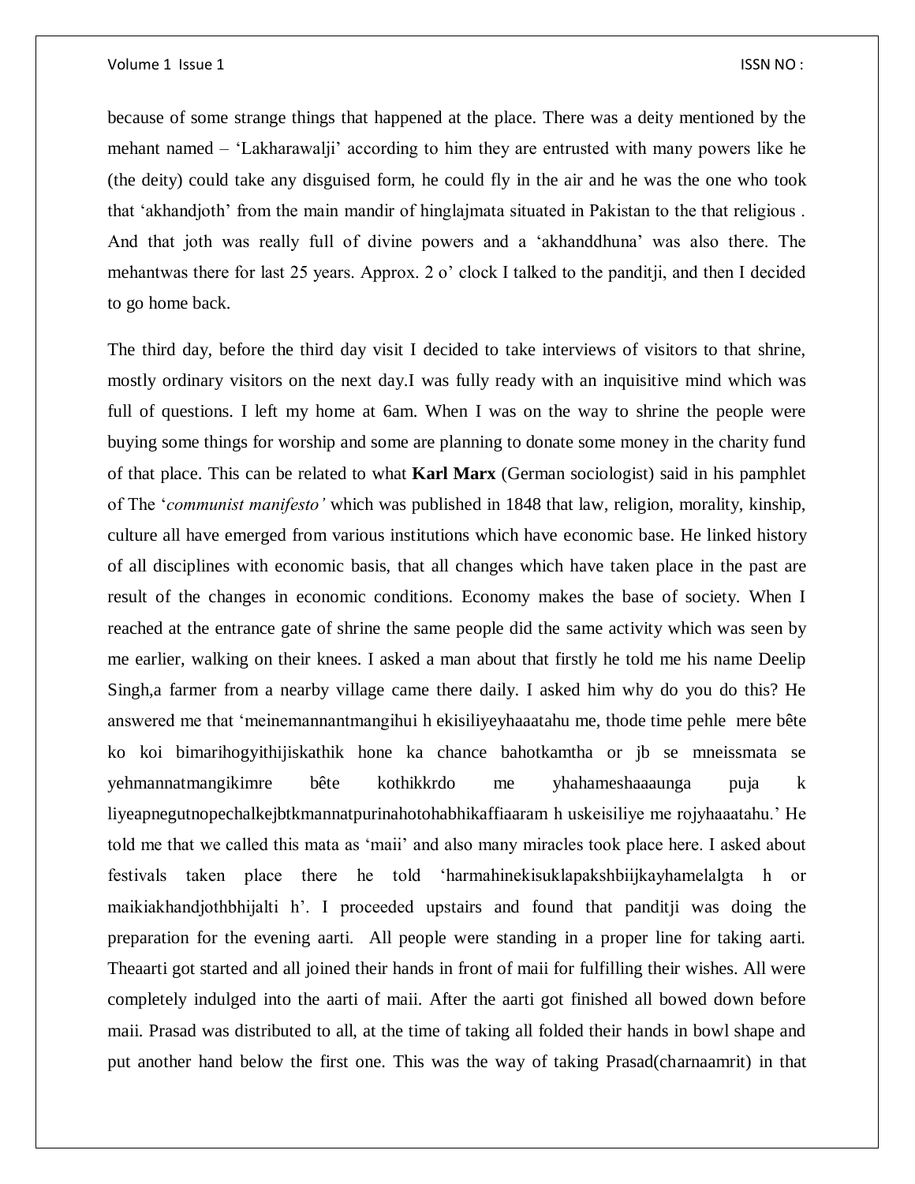because of some strange things that happened at the place. There was a deity mentioned by the mehant named – 'Lakharawalji' according to him they are entrusted with many powers like he (the deity) could take any disguised form, he could fly in the air and he was the one who took that 'akhandjoth' from the main mandir of hinglajmata situated in Pakistan to the that religious . And that joth was really full of divine powers and a 'akhanddhuna' was also there. The mehantwas there for last 25 years. Approx. 2 o' clock I talked to the panditji, and then I decided to go home back.

The third day, before the third day visit I decided to take interviews of visitors to that shrine, mostly ordinary visitors on the next day.I was fully ready with an inquisitive mind which was full of questions. I left my home at 6am. When I was on the way to shrine the people were buying some things for worship and some are planning to donate some money in the charity fund of that place. This can be related to what **Karl Marx** (German sociologist) said in his pamphlet of The '*communist manifesto'* which was published in 1848 that law, religion, morality, kinship, culture all have emerged from various institutions which have economic base. He linked history of all disciplines with economic basis, that all changes which have taken place in the past are result of the changes in economic conditions. Economy makes the base of society. When I reached at the entrance gate of shrine the same people did the same activity which was seen by me earlier, walking on their knees. I asked a man about that firstly he told me his name Deelip Singh,a farmer from a nearby village came there daily. I asked him why do you do this? He answered me that 'meinemannantmangihui h ekisiliyeyhaaatahu me, thode time pehle mere bête ko koi bimarihogyithijiskathik hone ka chance bahotkamtha or jb se mneissmata se yehmannatmangikimre bête kothikkrdo me yhahameshaaaunga puja k liyeapnegutnopechalkejbtkmannatpurinahotohabhikaffiaaram h uskeisiliye me rojyhaaatahu.' He told me that we called this mata as 'maii' and also many miracles took place here. I asked about festivals taken place there he told 'harmahinekisuklapakshbiijkayhamelalgta h or maikiakhandjothbhijalti h'. I proceeded upstairs and found that panditji was doing the preparation for the evening aarti. All people were standing in a proper line for taking aarti. Theaarti got started and all joined their hands in front of maii for fulfilling their wishes. All were completely indulged into the aarti of maii. After the aarti got finished all bowed down before maii. Prasad was distributed to all, at the time of taking all folded their hands in bowl shape and put another hand below the first one. This was the way of taking Prasad(charnaamrit) in that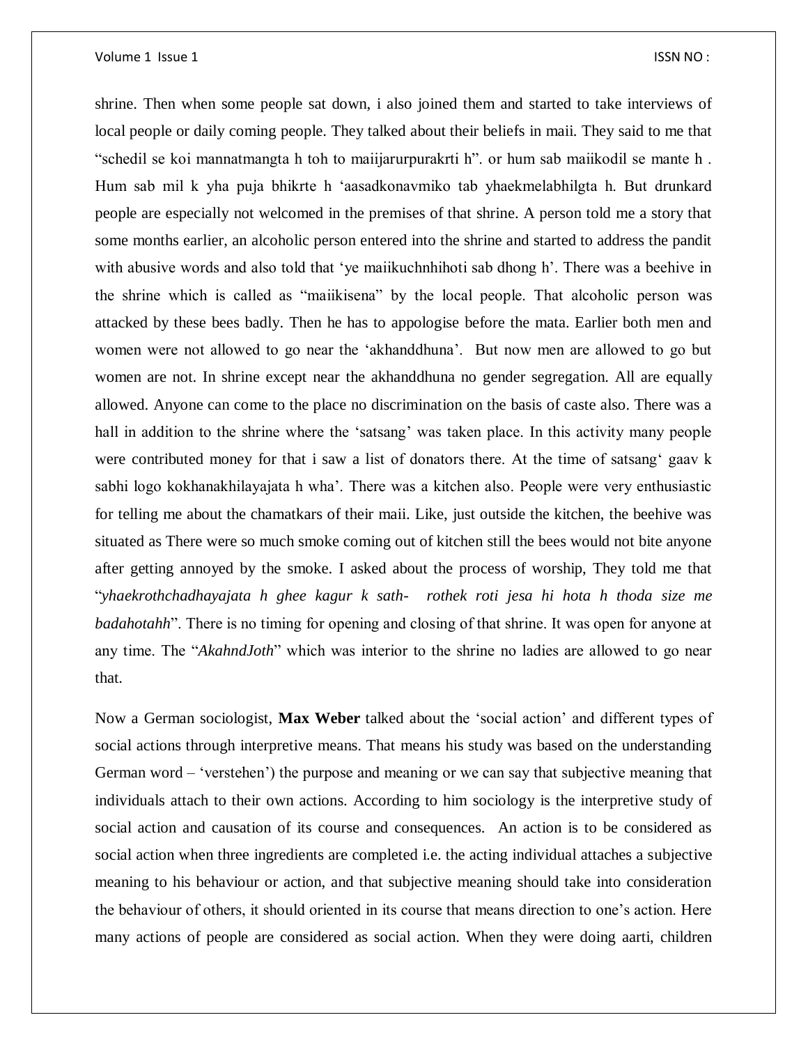shrine. Then when some people sat down, i also joined them and started to take interviews of local people or daily coming people. They talked about their beliefs in maii. They said to me that "schedil se koi mannatmangta h toh to maiijarurpurakrti h". or hum sab maiikodil se mante h . Hum sab mil k yha puja bhikrte h 'aasadkonavmiko tab yhaekmelabhilgta h. But drunkard people are especially not welcomed in the premises of that shrine. A person told me a story that some months earlier, an alcoholic person entered into the shrine and started to address the pandit with abusive words and also told that 'ye maiikuchnhihoti sab dhong h'. There was a beehive in the shrine which is called as "maiikisena" by the local people. That alcoholic person was attacked by these bees badly. Then he has to appologise before the mata. Earlier both men and women were not allowed to go near the 'akhanddhuna'. But now men are allowed to go but women are not. In shrine except near the akhanddhuna no gender segregation. All are equally allowed. Anyone can come to the place no discrimination on the basis of caste also. There was a hall in addition to the shrine where the 'satsang' was taken place. In this activity many people were contributed money for that i saw a list of donators there. At the time of satsang' gaav k sabhi logo kokhanakhilayajata h wha'. There was a kitchen also. People were very enthusiastic for telling me about the chamatkars of their maii. Like, just outside the kitchen, the beehive was situated as There were so much smoke coming out of kitchen still the bees would not bite anyone after getting annoyed by the smoke. I asked about the process of worship, They told me that "*yhaekrothchadhayajata h ghee kagur k sath- rothek roti jesa hi hota h thoda size me badahotahh*". There is no timing for opening and closing of that shrine. It was open for anyone at any time. The "*AkahndJoth*" which was interior to the shrine no ladies are allowed to go near that.

Now a German sociologist, **Max Weber** talked about the 'social action' and different types of social actions through interpretive means. That means his study was based on the understanding German word – 'verstehen') the purpose and meaning or we can say that subjective meaning that individuals attach to their own actions. According to him sociology is the interpretive study of social action and causation of its course and consequences. An action is to be considered as social action when three ingredients are completed i.e. the acting individual attaches a subjective meaning to his behaviour or action, and that subjective meaning should take into consideration the behaviour of others, it should oriented in its course that means direction to one's action. Here many actions of people are considered as social action. When they were doing aarti, children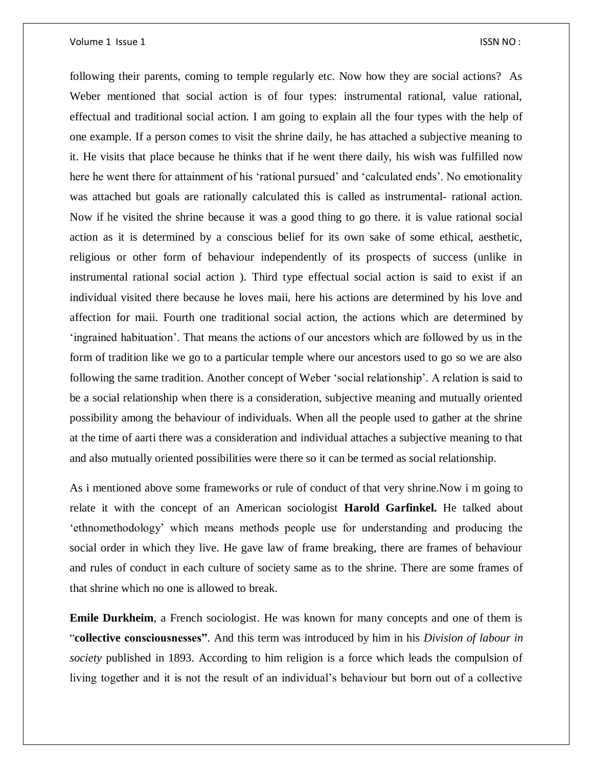following their parents, coming to temple regularly etc. Now how they are social actions? As Weber mentioned that social action is of four types: instrumental rational, value rational, effectual and traditional social action. I am going to explain all the four types with the help of one example. If a person comes to visit the shrine daily, he has attached a subjective meaning to it. He visits that place because he thinks that if he went there daily, his wish was fulfilled now here he went there for attainment of his 'rational pursued' and 'calculated ends'. No emotionality was attached but goals are rationally calculated this is called as instrumental- rational action. Now if he visited the shrine because it was a good thing to go there. it is value rational social action as it is determined by a conscious belief for its own sake of some ethical, aesthetic, religious or other form of behaviour independently of its prospects of success (unlike in instrumental rational social action ). Third type effectual social action is said to exist if an individual visited there because he loves maii, here his actions are determined by his love and affection for maii. Fourth one traditional social action, the actions which are determined by 'ingrained habituation'. That means the actions of our ancestors which are followed by us in the form of tradition like we go to a particular temple where our ancestors used to go so we are also following the same tradition. Another concept of Weber 'social relationship'. A relation is said to be a social relationship when there is a consideration, subjective meaning and mutually oriented possibility among the behaviour of individuals. When all the people used to gather at the shrine at the time of aarti there was a consideration and individual attaches a subjective meaning to that and also mutually oriented possibilities were there so it can be termed as social relationship.

As i mentioned above some frameworks or rule of conduct of that very shrine.Now i m going to relate it with the concept of an American sociologist **Harold Garfinkel.** He talked about 'ethnomethodology' which means methods people use for understanding and producing the social order in which they live. He gave law of frame breaking, there are frames of behaviour and rules of conduct in each culture of society same as to the shrine. There are some frames of that shrine which no one is allowed to break.

**Emile Durkheim**, a French sociologist. He was known for many concepts and one of them is "**collective consciousnesses"**. And this term was introduced by him in his *Division of labour in society* published in 1893. According to him religion is a force which leads the compulsion of living together and it is not the result of an individual's behaviour but born out of a collective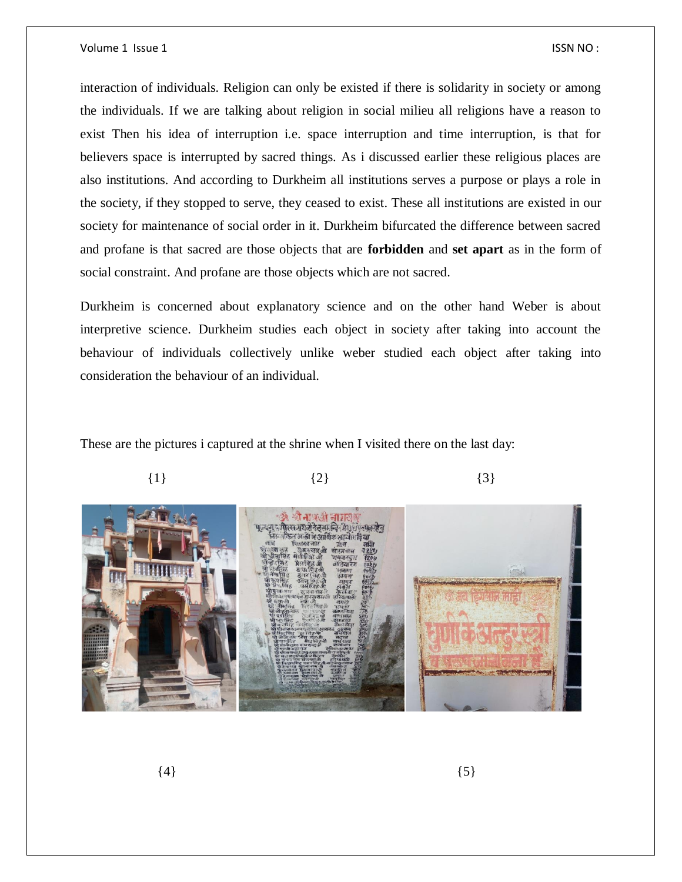interaction of individuals. Religion can only be existed if there is solidarity in society or among the individuals. If we are talking about religion in social milieu all religions have a reason to exist Then his idea of interruption i.e. space interruption and time interruption, is that for believers space is interrupted by sacred things. As i discussed earlier these religious places are also institutions. And according to Durkheim all institutions serves a purpose or plays a role in the society, if they stopped to serve, they ceased to exist. These all institutions are existed in our society for maintenance of social order in it. Durkheim bifurcated the difference between sacred and profane is that sacred are those objects that are **forbidden** and **set apart** as in the form of social constraint. And profane are those objects which are not sacred.

Durkheim is concerned about explanatory science and on the other hand Weber is about interpretive science. Durkheim studies each object in society after taking into account the behaviour of individuals collectively unlike weber studied each object after taking into consideration the behaviour of an individual.

These are the pictures i captured at the shrine when I visited there on the last day:

{1} {2} {3}

{4} {5}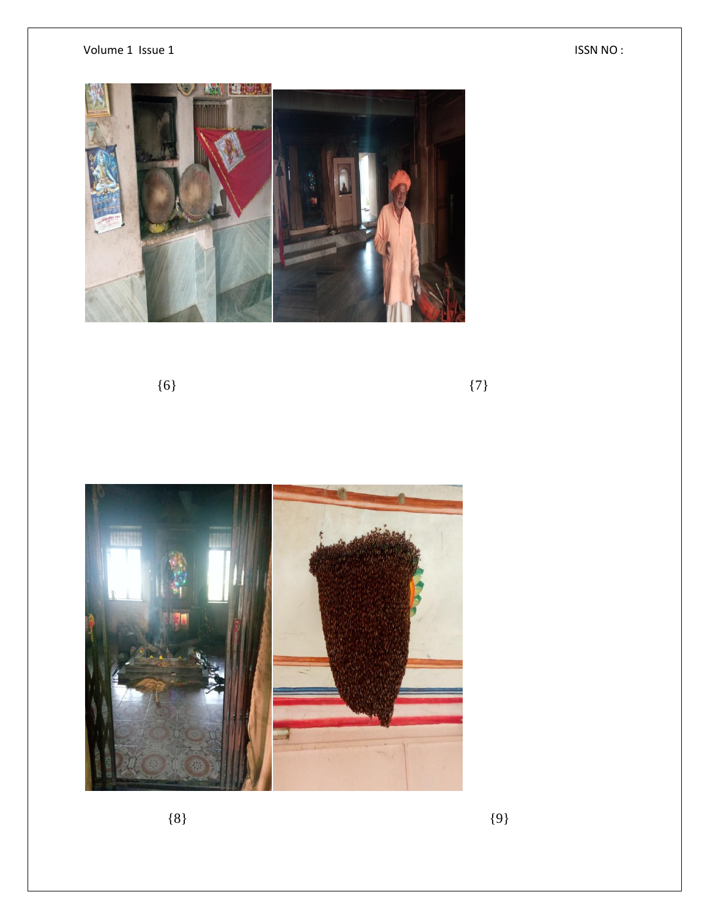{6}

{7}

{8}

{9}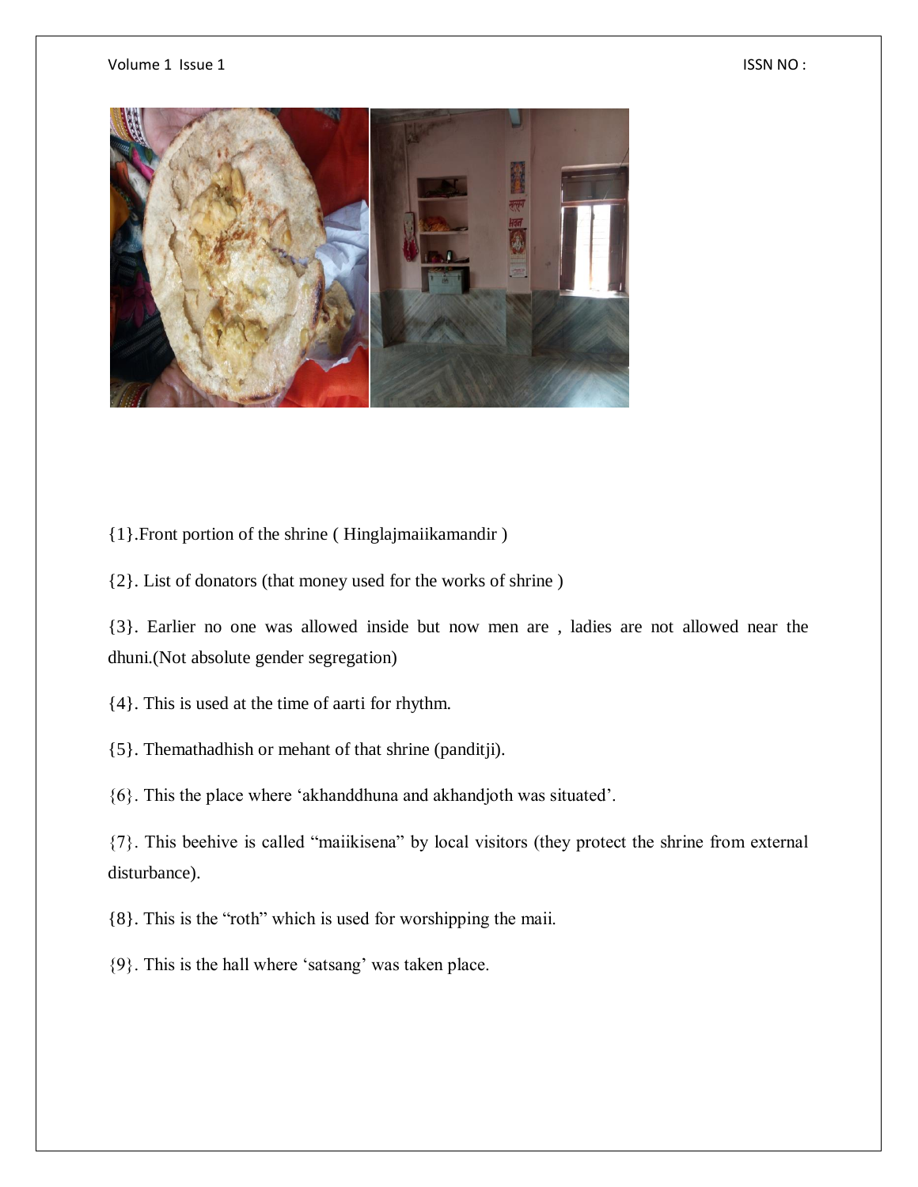{1}.Front portion of the shrine ( Hinglajmaiikamandir )

{2}. List of donators (that money used for the works of shrine )

{3}. Earlier no one was allowed inside but now men are , ladies are not allowed near the dhuni.(Not absolute gender segregation)

{4}. This is used at the time of aarti for rhythm.

{5}. Themathadhish or mehant of that shrine (panditji).

{6}. This the place where 'akhanddhuna and akhandjoth was situated'.

{7}. This beehive is called "maiikisena" by local visitors (they protect the shrine from external disturbance).

{8}. This is the "roth" which is used for worshipping the maii.

{9}. This is the hall where 'satsang' was taken place.